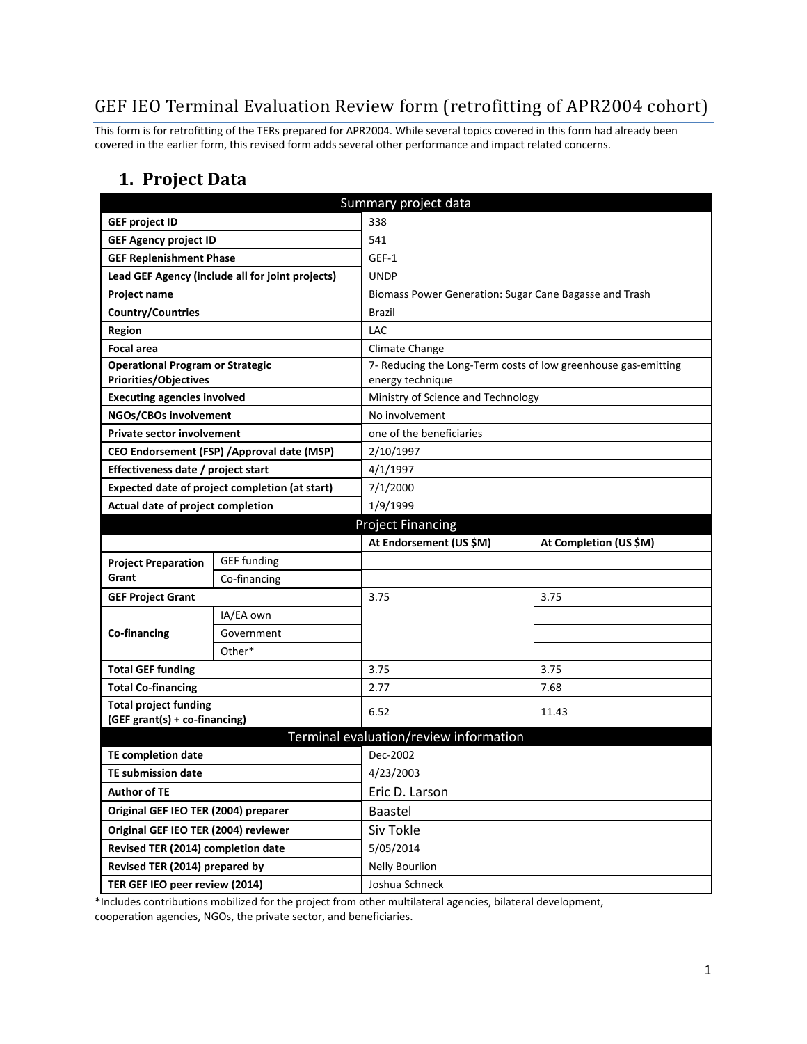# GEF IEO Terminal Evaluation Review form (retrofitting of APR2004 cohort)

This form is for retrofitting of the TERs prepared for APR2004. While several topics covered in this form had already been covered in the earlier form, this revised form adds several other performance and impact related concerns.

## 1. Project Data

| Summary project data | | | |
|---|---|---|---|
| **GEF project ID** | | 338 | |
| **GEF Agency project ID** | | 541 | |
| **GEF Replenishment Phase** | | GEF-1 | |
| **Lead GEF Agency (include all for joint projects)** | | UNDP | |
| **Project name** | | Biomass Power Generation: Sugar Cane Bagasse and Trash | |
| **Country/Countries** | | Brazil | |
| **Region** | | LAC | |
| **Focal area** | | Climate Change | |
| **Operational Program or Strategic Priorities/Objectives** | | 7- Reducing the Long-Term costs of low greenhouse gas-emitting energy technique | |
| **Executing agencies involved** | | Ministry of Science and Technology | |
| **NGOs/CBOs involvement** | | No involvement | |
| **Private sector involvement** | | one of the beneficiaries | |
| **CEO Endorsement (FSP) /Approval date (MSP)** | | 2/10/1997 | |
| **Effectiveness date / project start** | | 4/1/1997 | |
| **Expected date of project completion (at start)** | | 7/1/2000 | |
| **Actual date of project completion** | | 1/9/1999 | |
| **Project Financing** | | | |
| | | **At Endorsement (US $M)** | **At Completion (US $M)** |
| **Project Preparation Grant** | GEF funding | | |
| | Co-financing | | |
| **GEF Project Grant** | | 3.75 | 3.75 |
| **Co-financing** | IA/EA own | | |
| | Government | | |
| | Other* | | |
| **Total GEF funding** | | 3.75 | 3.75 |
| **Total Co-financing** | | 2.77 | 7.68 |
| **Total project funding (GEF grant(s) + co-financing)** | | 6.52 | 11.43 |
| **Terminal evaluation/review information** | | | |
| **TE completion date** | | Dec-2002 | |
| **TE submission date** | | 4/23/2003 | |
| **Author of TE** | | Eric D. Larson | |
| **Original GEF IEO TER (2004) preparer** | | Baastel | |
| **Original GEF IEO TER (2004) reviewer** | | Siv Tokle | |
| **Revised TER (2014) completion date** | | 5/05/2014 | |
| **Revised TER (2014) prepared by** | | Nelly Bourlion | |
| **TER GEF IEO peer review (2014)** | | Joshua Schneck | |

*Includes contributions mobilized for the project from other multilateral agencies, bilateral development, cooperation agencies, NGOs, the private sector, and beneficiaries.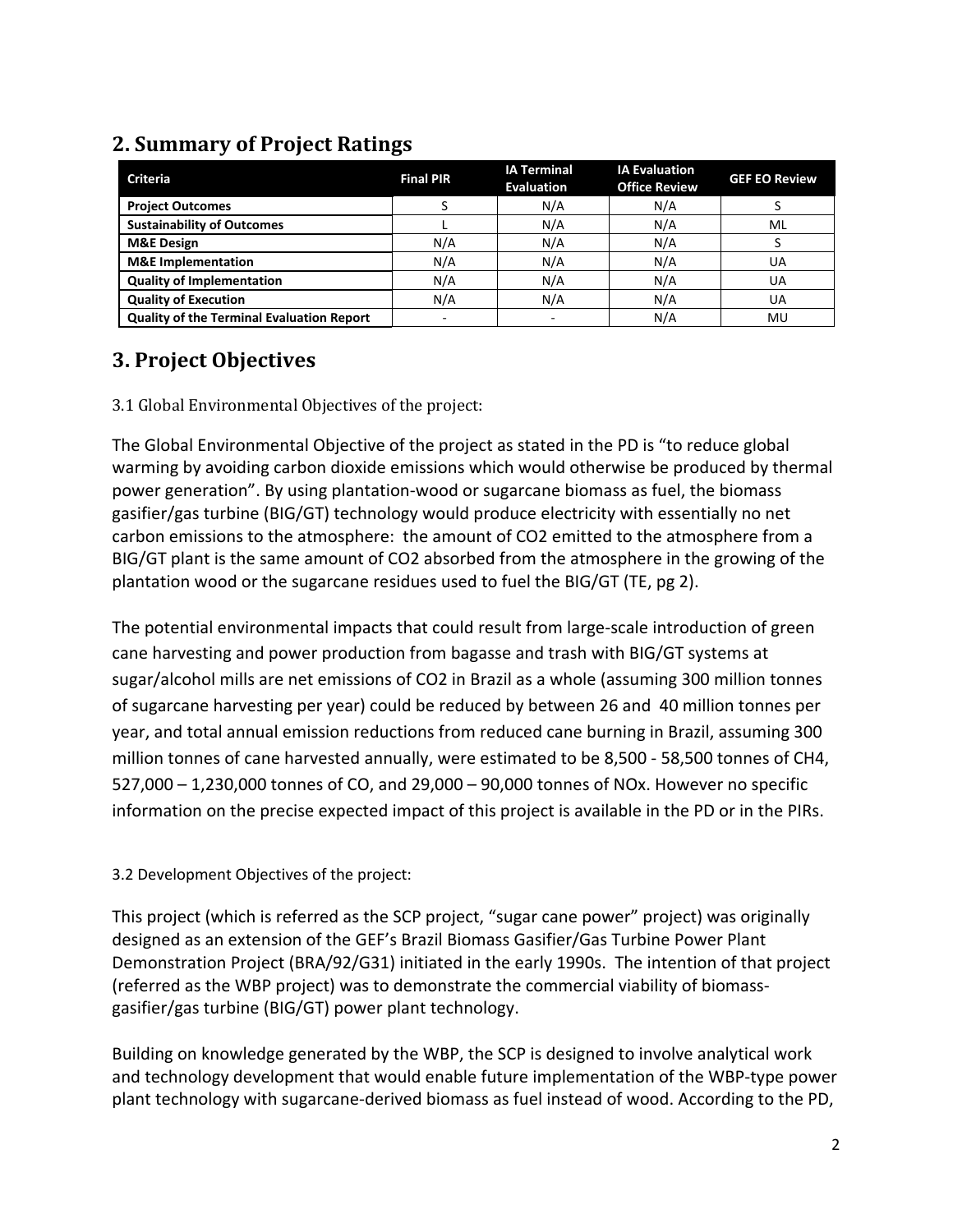## 2. Summary of Project Ratings

| Criteria | Final PIR | IA Terminal Evaluation | IA Evaluation Office Review | GEF EO Review |
|---|---|---|---|---|
| **Project Outcomes** | S | N/A | N/A | S |
| **Sustainability of Outcomes** | L | N/A | N/A | ML |
| **M&E Design** | N/A | N/A | N/A | S |
| **M&E Implementation** | N/A | N/A | N/A | UA |
| **Quality of Implementation** | N/A | N/A | N/A | UA |
| **Quality of Execution** | N/A | N/A | N/A | UA |
| **Quality of the Terminal Evaluation Report** | - | - | N/A | MU |

## 3. Project Objectives

3.1 Global Environmental Objectives of the project:

The Global Environmental Objective of the project as stated in the PD is "to reduce global warming by avoiding carbon dioxide emissions which would otherwise be produced by thermal power generation". By using plantation-wood or sugarcane biomass as fuel, the biomass gasifier/gas turbine (BIG/GT) technology would produce electricity with essentially no net carbon emissions to the atmosphere: the amount of $CO_2$ emitted to the atmosphere from a BIG/GT plant is the same amount of $CO_2$ absorbed from the atmosphere in the growing of the plantation wood or the sugarcane residues used to fuel the BIG/GT (TE, pg 2).

The potential environmental impacts that could result from large-scale introduction of green cane harvesting and power production from bagasse and trash with BIG/GT systems at sugar/alcohol mills are net emissions of $CO_2$ in Brazil as a whole (assuming 300 million tonnes of sugarcane harvesting per year) could be reduced by between 26 and 40 million tonnes per year, and total annual emission reductions from reduced cane burning in Brazil, assuming 300 million tonnes of cane harvested annually, were estimated to be 8,500 - 58,500 tonnes of $CH_4$, 527,000 – 1,230,000 tonnes of CO, and 29,000 – 90,000 tonnes of $NO_x$. However no specific information on the precise expected impact of this project is available in the PD or in the PIRs.

3.2 Development Objectives of the project:

This project (which is referred as the SCP project, "sugar cane power" project) was originally designed as an extension of the GEF's Brazil Biomass Gasifier/Gas Turbine Power Plant Demonstration Project (BRA/92/G31) initiated in the early 1990s. The intention of that project (referred as the WBP project) was to demonstrate the commercial viability of biomass-gasifier/gas turbine (BIG/GT) power plant technology.

Building on knowledge generated by the WBP, the SCP is designed to involve analytical work and technology development that would enable future implementation of the WBP-type power plant technology with sugarcane-derived biomass as fuel instead of wood. According to the PD,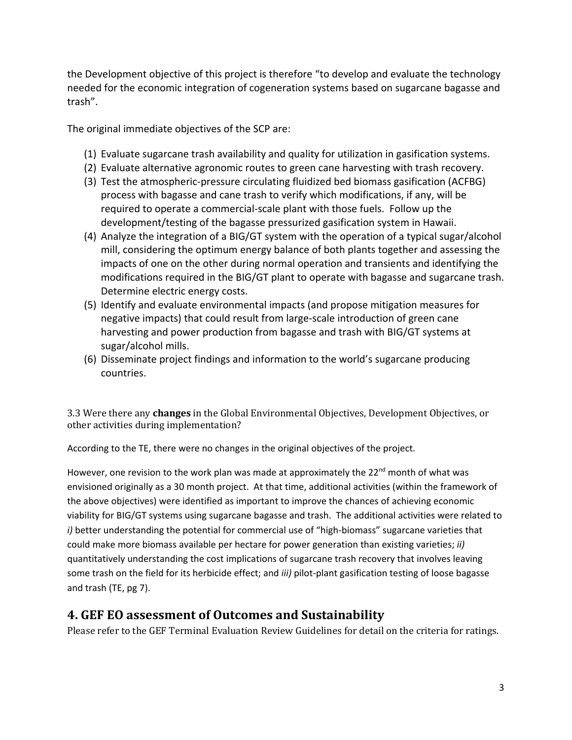the Development objective of this project is therefore "to develop and evaluate the technology needed for the economic integration of cogeneration systems based on sugarcane bagasse and trash".

The original immediate objectives of the SCP are:

(1) Evaluate sugarcane trash availability and quality for utilization in gasification systems.
(2) Evaluate alternative agronomic routes to green cane harvesting with trash recovery.
(3) Test the atmospheric-pressure circulating fluidized bed biomass gasification (ACFBG) process with bagasse and cane trash to verify which modifications, if any, will be required to operate a commercial-scale plant with those fuels. Follow up the development/testing of the bagasse pressurized gasification system in Hawaii.
(4) Analyze the integration of a BIG/GT system with the operation of a typical sugar/alcohol mill, considering the optimum energy balance of both plants together and assessing the impacts of one on the other during normal operation and transients and identifying the modifications required in the BIG/GT plant to operate with bagasse and sugarcane trash. Determine electric energy costs.
(5) Identify and evaluate environmental impacts (and propose mitigation measures for negative impacts) that could result from large-scale introduction of green cane harvesting and power production from bagasse and trash with BIG/GT systems at sugar/alcohol mills.
(6) Disseminate project findings and information to the world's sugarcane producing countries.

3.3 Were there any **changes** in the Global Environmental Objectives, Development Objectives, or other activities during implementation?

According to the TE, there were no changes in the original objectives of the project.

However, one revision to the work plan was made at approximately the 22nd month of what was envisioned originally as a 30 month project. At that time, additional activities (within the framework of the above objectives) were identified as important to improve the chances of achieving economic viability for BIG/GT systems using sugarcane bagasse and trash. The additional activities were related to *i)* better understanding the potential for commercial use of "high-biomass" sugarcane varieties that could make more biomass available per hectare for power generation than existing varieties; *ii)* quantitatively understanding the cost implications of sugarcane trash recovery that involves leaving some trash on the field for its herbicide effect; and *iii)* pilot-plant gasification testing of loose bagasse and trash (TE, pg 7).

## 4. GEF EO assessment of Outcomes and Sustainability

Please refer to the GEF Terminal Evaluation Review Guidelines for detail on the criteria for ratings.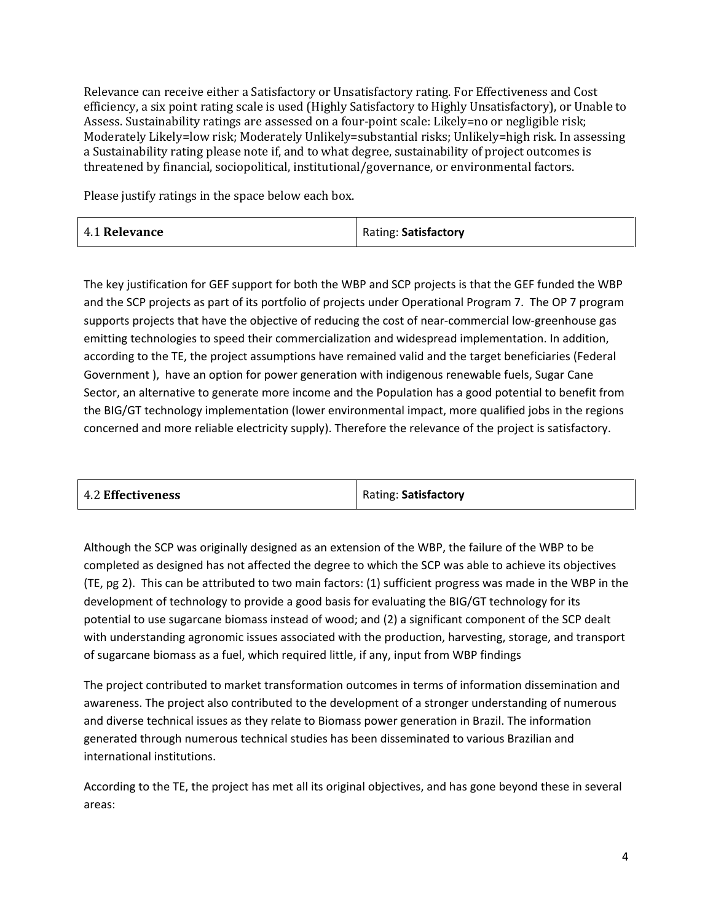Relevance can receive either a Satisfactory or Unsatisfactory rating. For Effectiveness and Cost efficiency, a six point rating scale is used (Highly Satisfactory to Highly Unsatisfactory), or Unable to Assess. Sustainability ratings are assessed on a four-point scale: Likely=no or negligible risk; Moderately Likely=low risk; Moderately Unlikely=substantial risks; Unlikely=high risk. In assessing a Sustainability rating please note if, and to what degree, sustainability of project outcomes is threatened by financial, sociopolitical, institutional/governance, or environmental factors.

Please justify ratings in the space below each box.

| 4.1 **Relevance** | Rating: **Satisfactory** |
| --- | --- |

The key justification for GEF support for both the WBP and SCP projects is that the GEF funded the WBP and the SCP projects as part of its portfolio of projects under Operational Program 7. The OP 7 program supports projects that have the objective of reducing the cost of near-commercial low-greenhouse gas emitting technologies to speed their commercialization and widespread implementation. In addition, according to the TE, the project assumptions have remained valid and the target beneficiaries (Federal Government ), have an option for power generation with indigenous renewable fuels, Sugar Cane Sector, an alternative to generate more income and the Population has a good potential to benefit from the BIG/GT technology implementation (lower environmental impact, more qualified jobs in the regions concerned and more reliable electricity supply). Therefore the relevance of the project is satisfactory.

| 4.2 **Effectiveness** | Rating: **Satisfactory** |
| --- | --- |

Although the SCP was originally designed as an extension of the WBP, the failure of the WBP to be completed as designed has not affected the degree to which the SCP was able to achieve its objectives (TE, pg 2). This can be attributed to two main factors: (1) sufficient progress was made in the WBP in the development of technology to provide a good basis for evaluating the BIG/GT technology for its potential to use sugarcane biomass instead of wood; and (2) a significant component of the SCP dealt with understanding agronomic issues associated with the production, harvesting, storage, and transport of sugarcane biomass as a fuel, which required little, if any, input from WBP findings

The project contributed to market transformation outcomes in terms of information dissemination and awareness. The project also contributed to the development of a stronger understanding of numerous and diverse technical issues as they relate to Biomass power generation in Brazil. The information generated through numerous technical studies has been disseminated to various Brazilian and international institutions.

According to the TE, the project has met all its original objectives, and has gone beyond these in several areas: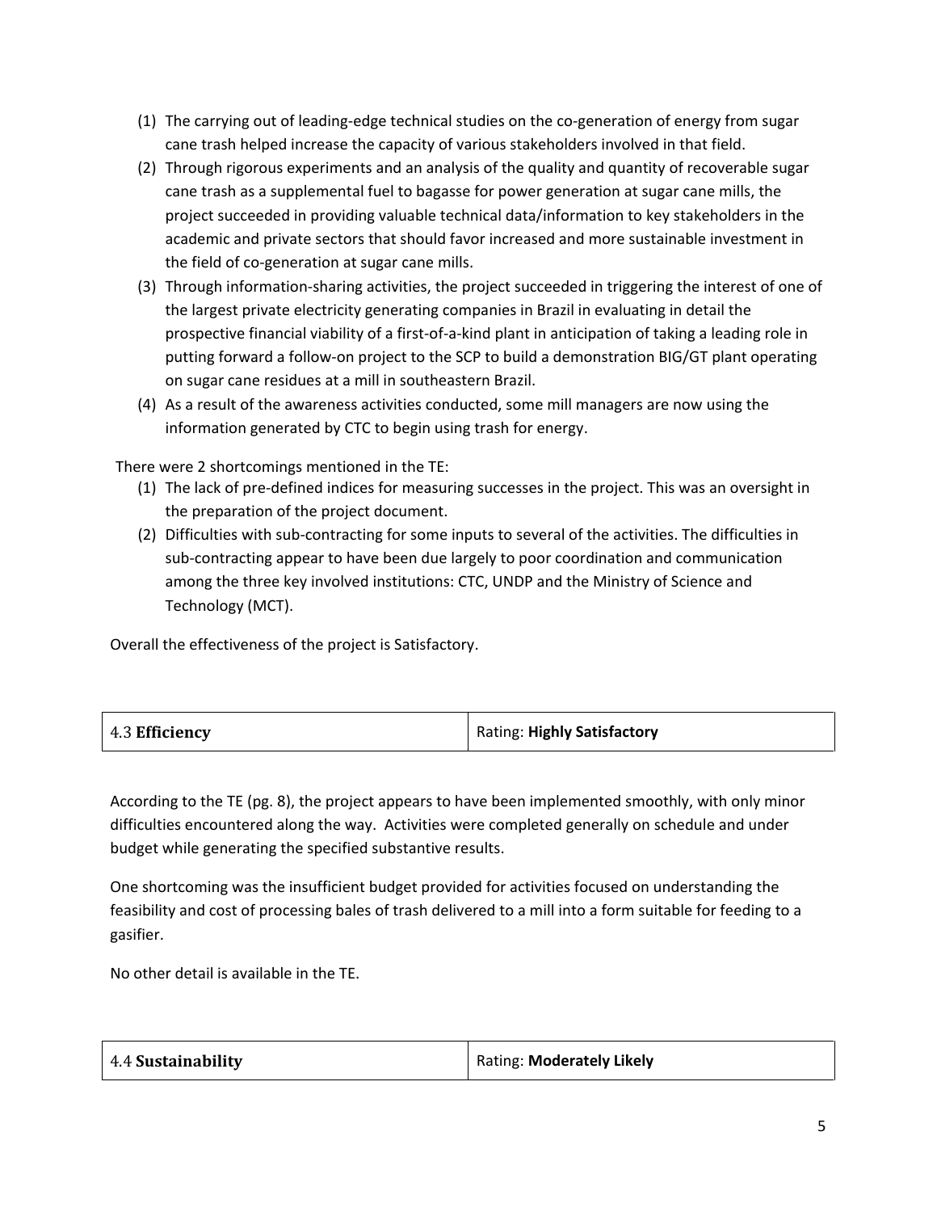(1) The carrying out of leading-edge technical studies on the co-generation of energy from sugar cane trash helped increase the capacity of various stakeholders involved in that field.
(2) Through rigorous experiments and an analysis of the quality and quantity of recoverable sugar cane trash as a supplemental fuel to bagasse for power generation at sugar cane mills, the project succeeded in providing valuable technical data/information to key stakeholders in the academic and private sectors that should favor increased and more sustainable investment in the field of co-generation at sugar cane mills.
(3) Through information-sharing activities, the project succeeded in triggering the interest of one of the largest private electricity generating companies in Brazil in evaluating in detail the prospective financial viability of a first-of-a-kind plant in anticipation of taking a leading role in putting forward a follow-on project to the SCP to build a demonstration BIG/GT plant operating on sugar cane residues at a mill in southeastern Brazil.
(4) As a result of the awareness activities conducted, some mill managers are now using the information generated by CTC to begin using trash for energy.

There were 2 shortcomings mentioned in the TE:

(1) The lack of pre-defined indices for measuring successes in the project. This was an oversight in the preparation of the project document.
(2) Difficulties with sub-contracting for some inputs to several of the activities. The difficulties in sub-contracting appear to have been due largely to poor coordination and communication among the three key involved institutions: CTC, UNDP and the Ministry of Science and Technology (MCT).

Overall the effectiveness of the project is Satisfactory.

| 4.3 **Efficiency** | Rating: **Highly Satisfactory** |
|---|---|

According to the TE (pg. 8), the project appears to have been implemented smoothly, with only minor difficulties encountered along the way. Activities were completed generally on schedule and under budget while generating the specified substantive results.

One shortcoming was the insufficient budget provided for activities focused on understanding the feasibility and cost of processing bales of trash delivered to a mill into a form suitable for feeding to a gasifier.

No other detail is available in the TE.

| 4.4 **Sustainability** | Rating: **Moderately Likely** |
|---|---|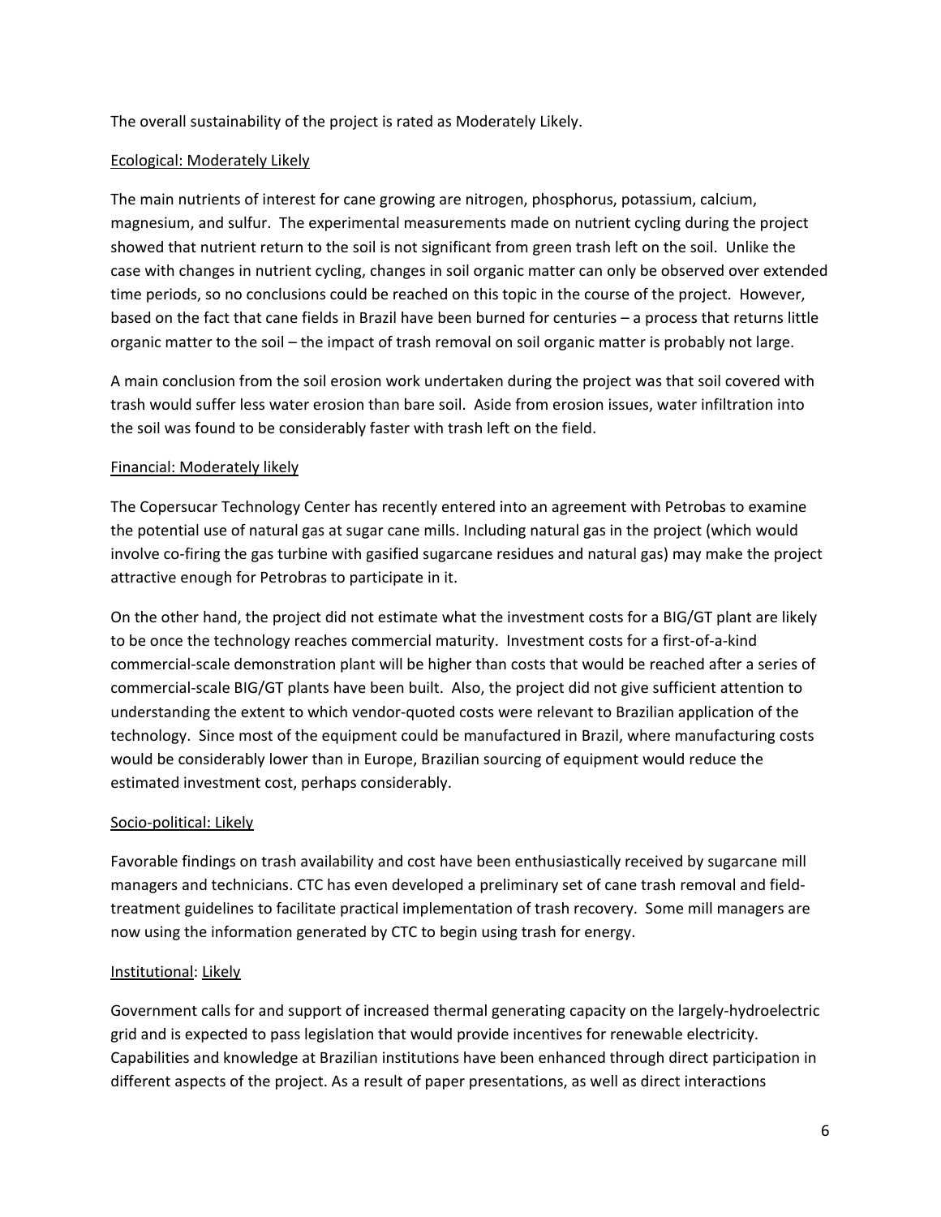The overall sustainability of the project is rated as Moderately Likely.

<u>Ecological: Moderately Likely</u>

The main nutrients of interest for cane growing are nitrogen, phosphorus, potassium, calcium, magnesium, and sulfur. The experimental measurements made on nutrient cycling during the project showed that nutrient return to the soil is not significant from green trash left on the soil. Unlike the case with changes in nutrient cycling, changes in soil organic matter can only be observed over extended time periods, so no conclusions could be reached on this topic in the course of the project. However, based on the fact that cane fields in Brazil have been burned for centuries – a process that returns little organic matter to the soil – the impact of trash removal on soil organic matter is probably not large.

A main conclusion from the soil erosion work undertaken during the project was that soil covered with trash would suffer less water erosion than bare soil. Aside from erosion issues, water infiltration into the soil was found to be considerably faster with trash left on the field.

<u>Financial: Moderately likely</u>

The Copersucar Technology Center has recently entered into an agreement with Petrobas to examine the potential use of natural gas at sugar cane mills. Including natural gas in the project (which would involve co-firing the gas turbine with gasified sugarcane residues and natural gas) may make the project attractive enough for Petrobras to participate in it.

On the other hand, the project did not estimate what the investment costs for a BIG/GT plant are likely to be once the technology reaches commercial maturity. Investment costs for a first-of-a-kind commercial-scale demonstration plant will be higher than costs that would be reached after a series of commercial-scale BIG/GT plants have been built. Also, the project did not give sufficient attention to understanding the extent to which vendor-quoted costs were relevant to Brazilian application of the technology. Since most of the equipment could be manufactured in Brazil, where manufacturing costs would be considerably lower than in Europe, Brazilian sourcing of equipment would reduce the estimated investment cost, perhaps considerably.

<u>Socio-political: Likely</u>

Favorable findings on trash availability and cost have been enthusiastically received by sugarcane mill managers and technicians. CTC has even developed a preliminary set of cane trash removal and field-treatment guidelines to facilitate practical implementation of trash recovery. Some mill managers are now using the information generated by CTC to begin using trash for energy.

<u>Institutional</u>: <u>Likely</u>

Government calls for and support of increased thermal generating capacity on the largely-hydroelectric grid and is expected to pass legislation that would provide incentives for renewable electricity. Capabilities and knowledge at Brazilian institutions have been enhanced through direct participation in different aspects of the project. As a result of paper presentations, as well as direct interactions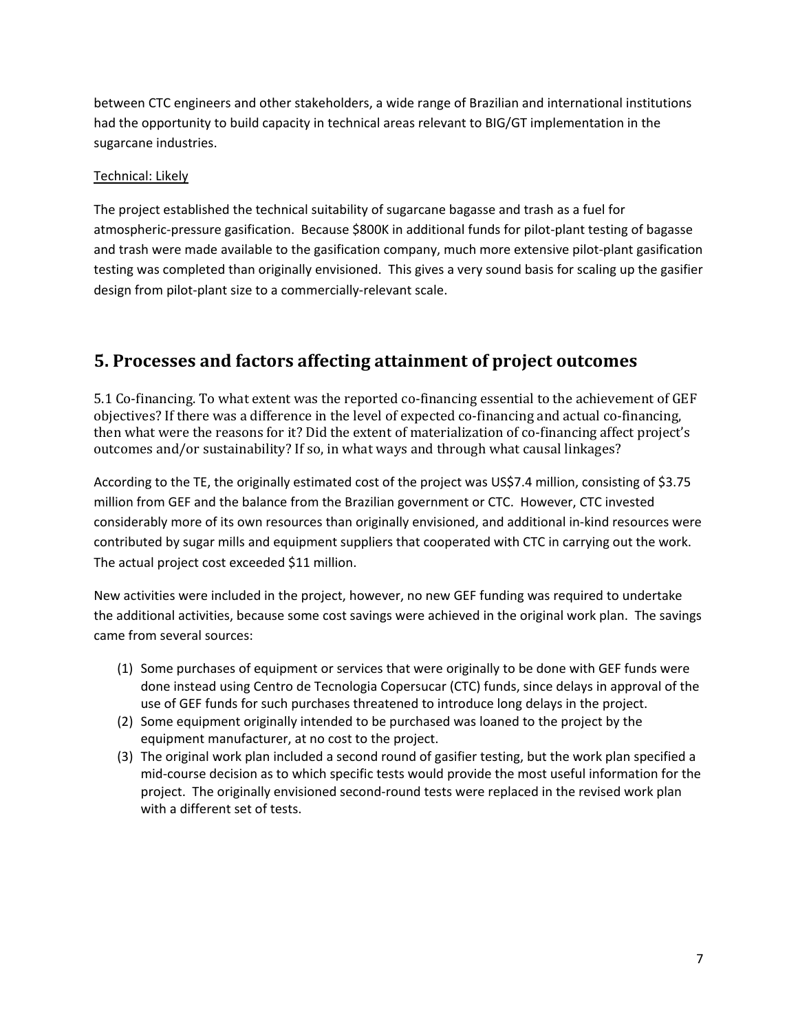between CTC engineers and other stakeholders, a wide range of Brazilian and international institutions had the opportunity to build capacity in technical areas relevant to BIG/GT implementation in the sugarcane industries.

Technical: Likely

The project established the technical suitability of sugarcane bagasse and trash as a fuel for atmospheric-pressure gasification. Because $800K in additional funds for pilot-plant testing of bagasse and trash were made available to the gasification company, much more extensive pilot-plant gasification testing was completed than originally envisioned. This gives a very sound basis for scaling up the gasifier design from pilot-plant size to a commercially-relevant scale.

# 5. Processes and factors affecting attainment of project outcomes

5.1 Co-financing. To what extent was the reported co-financing essential to the achievement of GEF objectives? If there was a difference in the level of expected co-financing and actual co-financing, then what were the reasons for it? Did the extent of materialization of co-financing affect project's outcomes and/or sustainability? If so, in what ways and through what causal linkages?

According to the TE, the originally estimated cost of the project was US$7.4 million, consisting of $3.75 million from GEF and the balance from the Brazilian government or CTC. However, CTC invested considerably more of its own resources than originally envisioned, and additional in-kind resources were contributed by sugar mills and equipment suppliers that cooperated with CTC in carrying out the work. The actual project cost exceeded $11 million.

New activities were included in the project, however, no new GEF funding was required to undertake the additional activities, because some cost savings were achieved in the original work plan. The savings came from several sources:

1. Some purchases of equipment or services that were originally to be done with GEF funds were done instead using Centro de Tecnologia Copersucar (CTC) funds, since delays in approval of the use of GEF funds for such purchases threatened to introduce long delays in the project.
2. Some equipment originally intended to be purchased was loaned to the project by the equipment manufacturer, at no cost to the project.
3. The original work plan included a second round of gasifier testing, but the work plan specified a mid-course decision as to which specific tests would provide the most useful information for the project. The originally envisioned second-round tests were replaced in the revised work plan with a different set of tests.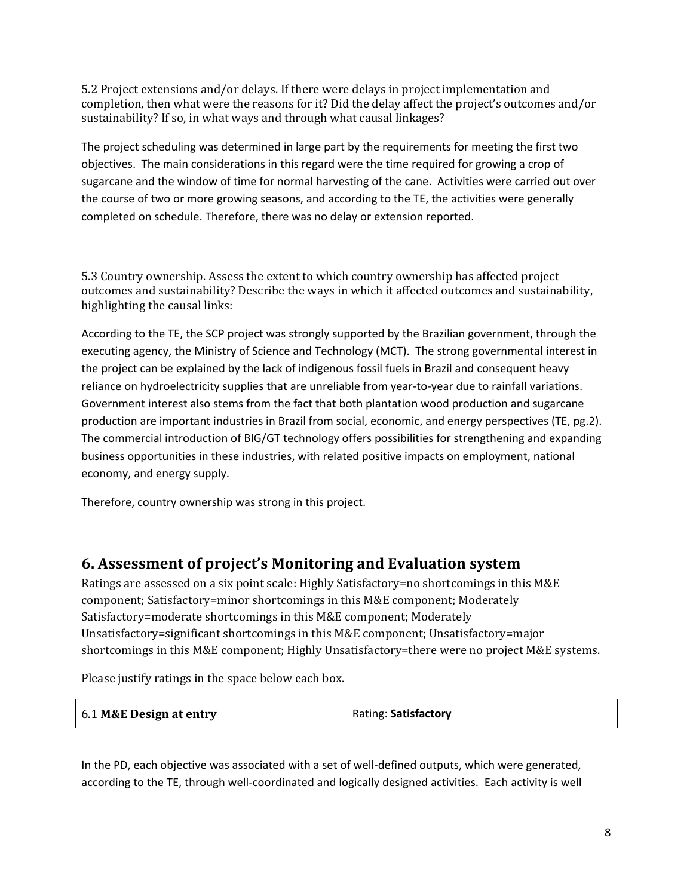5.2 Project extensions and/or delays. If there were delays in project implementation and completion, then what were the reasons for it? Did the delay affect the project's outcomes and/or sustainability? If so, in what ways and through what causal linkages?

The project scheduling was determined in large part by the requirements for meeting the first two objectives. The main considerations in this regard were the time required for growing a crop of sugarcane and the window of time for normal harvesting of the cane. Activities were carried out over the course of two or more growing seasons, and according to the TE, the activities were generally completed on schedule. Therefore, there was no delay or extension reported.

5.3 Country ownership. Assess the extent to which country ownership has affected project outcomes and sustainability? Describe the ways in which it affected outcomes and sustainability, highlighting the causal links:

According to the TE, the SCP project was strongly supported by the Brazilian government, through the executing agency, the Ministry of Science and Technology (MCT). The strong governmental interest in the project can be explained by the lack of indigenous fossil fuels in Brazil and consequent heavy reliance on hydroelectricity supplies that are unreliable from year-to-year due to rainfall variations. Government interest also stems from the fact that both plantation wood production and sugarcane production are important industries in Brazil from social, economic, and energy perspectives (TE, pg.2). The commercial introduction of BIG/GT technology offers possibilities for strengthening and expanding business opportunities in these industries, with related positive impacts on employment, national economy, and energy supply.

Therefore, country ownership was strong in this project.

## 6. Assessment of project's Monitoring and Evaluation system

Ratings are assessed on a six point scale: Highly Satisfactory=no shortcomings in this M&E component; Satisfactory=minor shortcomings in this M&E component; Moderately Satisfactory=moderate shortcomings in this M&E component; Moderately Unsatisfactory=significant shortcomings in this M&E component; Unsatisfactory=major shortcomings in this M&E component; Highly Unsatisfactory=there were no project M&E systems.

Please justify ratings in the space below each box.

| 6.1 **M&E Design at entry** | Rating: **Satisfactory** |
|---|---|

In the PD, each objective was associated with a set of well-defined outputs, which were generated, according to the TE, through well-coordinated and logically designed activities. Each activity is well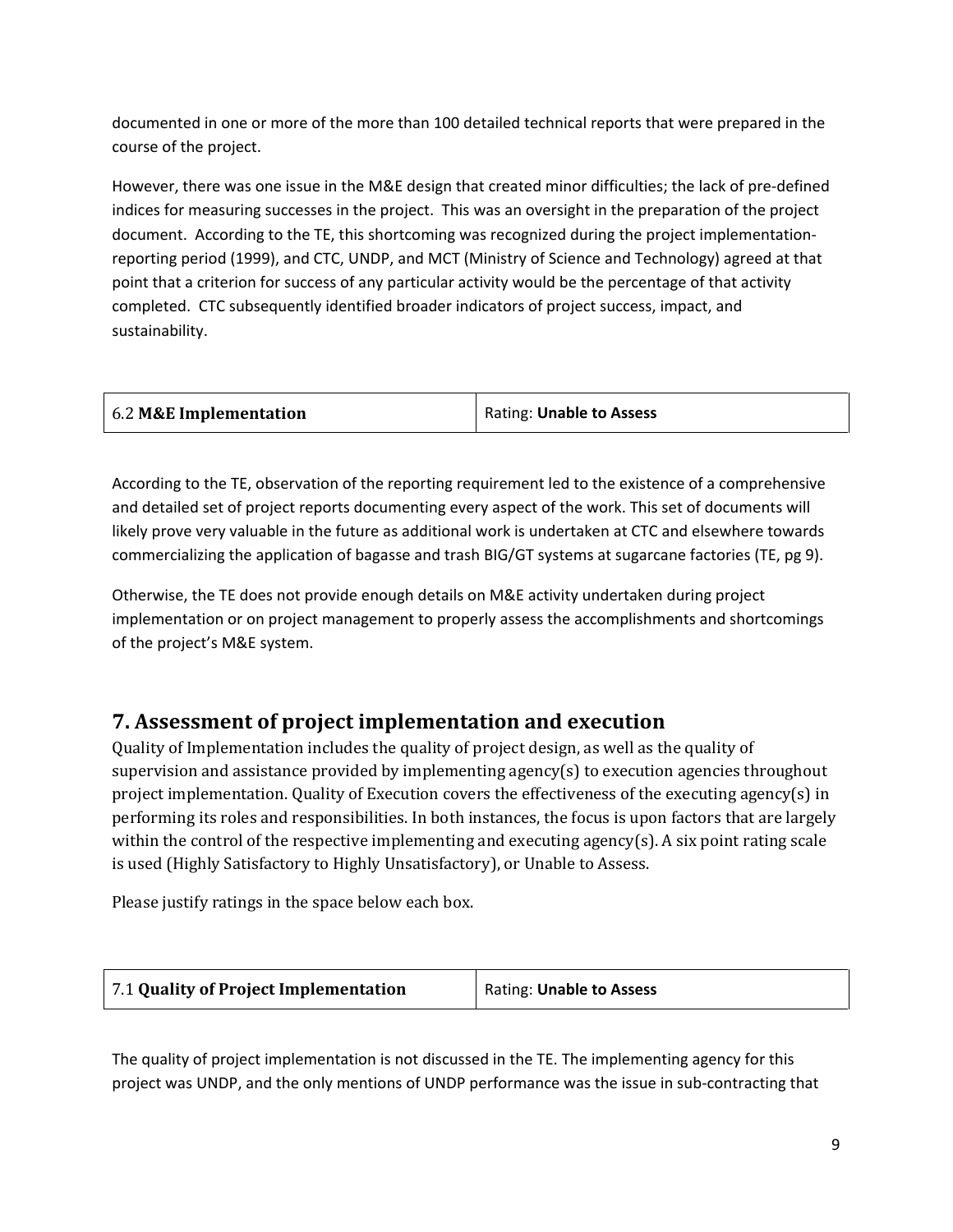documented in one or more of the more than 100 detailed technical reports that were prepared in the course of the project.

However, there was one issue in the M&E design that created minor difficulties; the lack of pre-defined indices for measuring successes in the project. This was an oversight in the preparation of the project document. According to the TE, this shortcoming was recognized during the project implementation-reporting period (1999), and CTC, UNDP, and MCT (Ministry of Science and Technology) agreed at that point that a criterion for success of any particular activity would be the percentage of that activity completed. CTC subsequently identified broader indicators of project success, impact, and sustainability.

| 6.2 **M&E Implementation** | Rating: **Unable to Assess** |
|---|---|

According to the TE, observation of the reporting requirement led to the existence of a comprehensive and detailed set of project reports documenting every aspect of the work. This set of documents will likely prove very valuable in the future as additional work is undertaken at CTC and elsewhere towards commercializing the application of bagasse and trash BIG/GT systems at sugarcane factories (TE, pg 9).

Otherwise, the TE does not provide enough details on M&E activity undertaken during project implementation or on project management to properly assess the accomplishments and shortcomings of the project's M&E system.

## 7. Assessment of project implementation and execution

Quality of Implementation includes the quality of project design, as well as the quality of supervision and assistance provided by implementing agency(s) to execution agencies throughout project implementation. Quality of Execution covers the effectiveness of the executing agency(s) in performing its roles and responsibilities. In both instances, the focus is upon factors that are largely within the control of the respective implementing and executing agency(s). A six point rating scale is used (Highly Satisfactory to Highly Unsatisfactory), or Unable to Assess.

Please justify ratings in the space below each box.

| 7.1 **Quality of Project Implementation** | Rating: **Unable to Assess** |
|---|---|

The quality of project implementation is not discussed in the TE. The implementing agency for this project was UNDP, and the only mentions of UNDP performance was the issue in sub-contracting that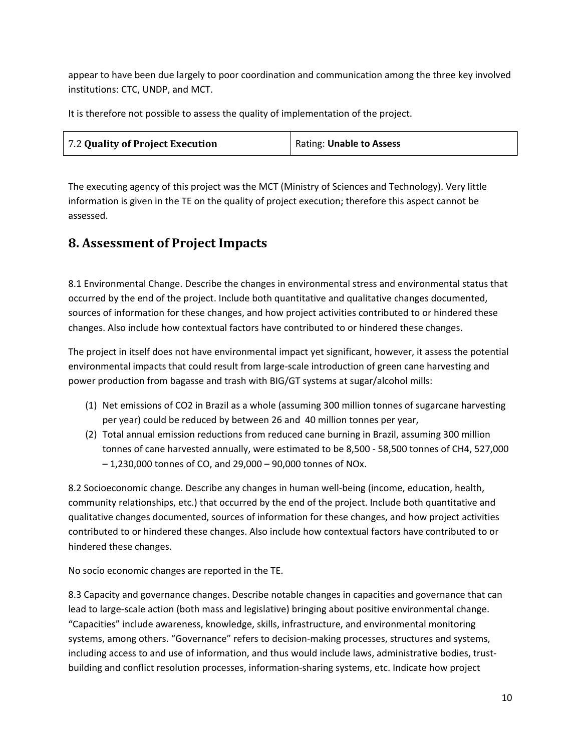appear to have been due largely to poor coordination and communication among the three key involved institutions: CTC, UNDP, and MCT.

It is therefore not possible to assess the quality of implementation of the project.

| 7.2 **Quality of Project Execution** | Rating: **Unable to Assess** |
|---|---|

The executing agency of this project was the MCT (Ministry of Sciences and Technology). Very little information is given in the TE on the quality of project execution; therefore this aspect cannot be assessed.

## 8. Assessment of Project Impacts

8.1 Environmental Change. Describe the changes in environmental stress and environmental status that occurred by the end of the project. Include both quantitative and qualitative changes documented, sources of information for these changes, and how project activities contributed to or hindered these changes. Also include how contextual factors have contributed to or hindered these changes.

The project in itself does not have environmental impact yet significant, however, it assess the potential environmental impacts that could result from large-scale introduction of green cane harvesting and power production from bagasse and trash with BIG/GT systems at sugar/alcohol mills:

1. Net emissions of $CO_2$ in Brazil as a whole (assuming 300 million tonnes of sugarcane harvesting per year) could be reduced by between 26 and 40 million tonnes per year,
2. Total annual emission reductions from reduced cane burning in Brazil, assuming 300 million tonnes of cane harvested annually, were estimated to be 8,500 - 58,500 tonnes of $CH_4$, 527,000 – 1,230,000 tonnes of CO, and 29,000 – 90,000 tonnes of $NO_x$.

8.2 Socioeconomic change. Describe any changes in human well-being (income, education, health, community relationships, etc.) that occurred by the end of the project. Include both quantitative and qualitative changes documented, sources of information for these changes, and how project activities contributed to or hindered these changes. Also include how contextual factors have contributed to or hindered these changes.

No socio economic changes are reported in the TE.

8.3 Capacity and governance changes. Describe notable changes in capacities and governance that can lead to large-scale action (both mass and legislative) bringing about positive environmental change. “Capacities” include awareness, knowledge, skills, infrastructure, and environmental monitoring systems, among others. “Governance” refers to decision-making processes, structures and systems, including access to and use of information, and thus would include laws, administrative bodies, trust-building and conflict resolution processes, information-sharing systems, etc. Indicate how project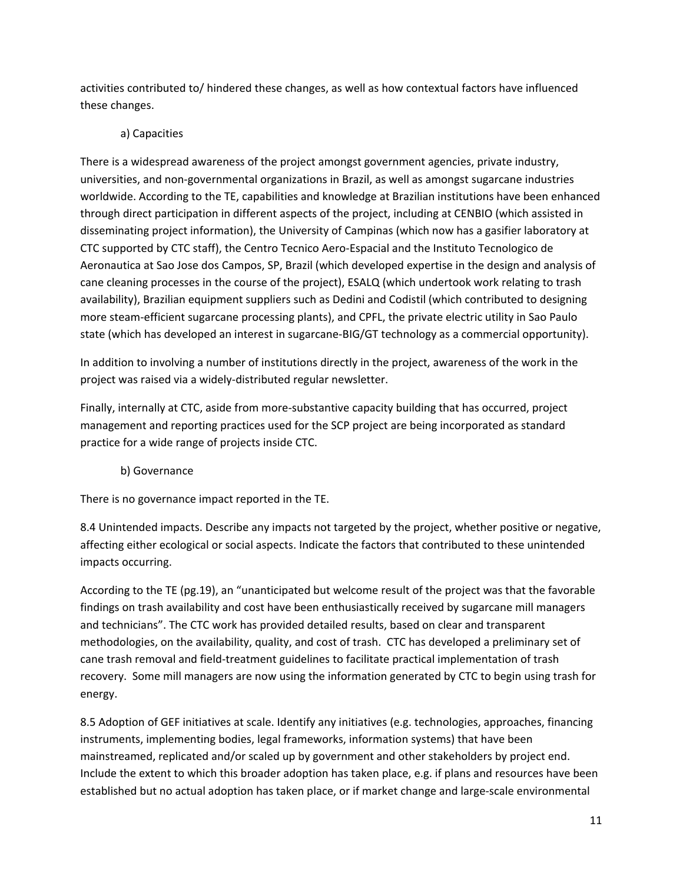activities contributed to/ hindered these changes, as well as how contextual factors have influenced these changes.

a) Capacities

There is a widespread awareness of the project amongst government agencies, private industry, universities, and non-governmental organizations in Brazil, as well as amongst sugarcane industries worldwide. According to the TE, capabilities and knowledge at Brazilian institutions have been enhanced through direct participation in different aspects of the project, including at CENBIO (which assisted in disseminating project information), the University of Campinas (which now has a gasifier laboratory at CTC supported by CTC staff), the Centro Tecnico Aero-Espacial and the Instituto Tecnologico de Aeronautica at Sao Jose dos Campos, SP, Brazil (which developed expertise in the design and analysis of cane cleaning processes in the course of the project), ESALQ (which undertook work relating to trash availability), Brazilian equipment suppliers such as Dedini and Codistil (which contributed to designing more steam-efficient sugarcane processing plants), and CPFL, the private electric utility in Sao Paulo state (which has developed an interest in sugarcane-BIG/GT technology as a commercial opportunity).

In addition to involving a number of institutions directly in the project, awareness of the work in the project was raised via a widely-distributed regular newsletter.

Finally, internally at CTC, aside from more-substantive capacity building that has occurred, project management and reporting practices used for the SCP project are being incorporated as standard practice for a wide range of projects inside CTC.

b) Governance

There is no governance impact reported in the TE.

8.4 Unintended impacts. Describe any impacts not targeted by the project, whether positive or negative, affecting either ecological or social aspects. Indicate the factors that contributed to these unintended impacts occurring.

According to the TE (pg.19), an "unanticipated but welcome result of the project was that the favorable findings on trash availability and cost have been enthusiastically received by sugarcane mill managers and technicians". The CTC work has provided detailed results, based on clear and transparent methodologies, on the availability, quality, and cost of trash. CTC has developed a preliminary set of cane trash removal and field-treatment guidelines to facilitate practical implementation of trash recovery. Some mill managers are now using the information generated by CTC to begin using trash for energy.

8.5 Adoption of GEF initiatives at scale. Identify any initiatives (e.g. technologies, approaches, financing instruments, implementing bodies, legal frameworks, information systems) that have been mainstreamed, replicated and/or scaled up by government and other stakeholders by project end. Include the extent to which this broader adoption has taken place, e.g. if plans and resources have been established but no actual adoption has taken place, or if market change and large-scale environmental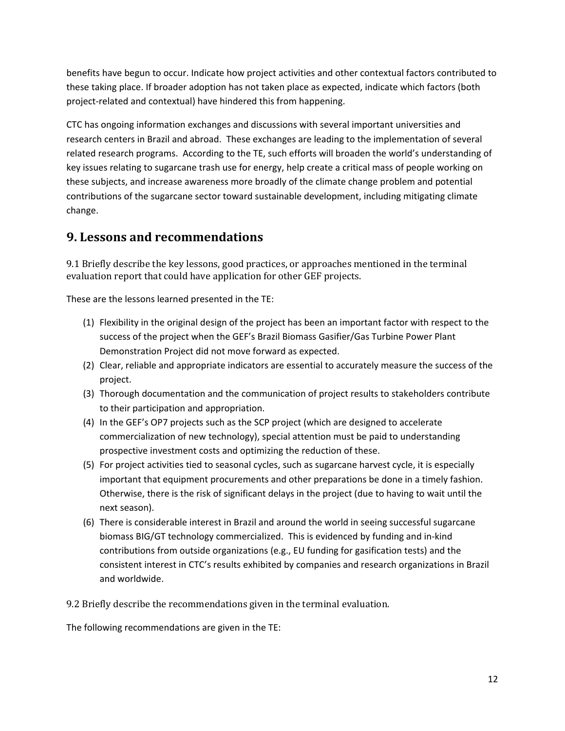benefits have begun to occur. Indicate how project activities and other contextual factors contributed to these taking place. If broader adoption has not taken place as expected, indicate which factors (both project-related and contextual) have hindered this from happening.

CTC has ongoing information exchanges and discussions with several important universities and research centers in Brazil and abroad. These exchanges are leading to the implementation of several related research programs. According to the TE, such efforts will broaden the world's understanding of key issues relating to sugarcane trash use for energy, help create a critical mass of people working on these subjects, and increase awareness more broadly of the climate change problem and potential contributions of the sugarcane sector toward sustainable development, including mitigating climate change.

## 9. Lessons and recommendations

9.1 Briefly describe the key lessons, good practices, or approaches mentioned in the terminal evaluation report that could have application for other GEF projects.

These are the lessons learned presented in the TE:

1. Flexibility in the original design of the project has been an important factor with respect to the success of the project when the GEF's Brazil Biomass Gasifier/Gas Turbine Power Plant Demonstration Project did not move forward as expected.
2. Clear, reliable and appropriate indicators are essential to accurately measure the success of the project.
3. Thorough documentation and the communication of project results to stakeholders contribute to their participation and appropriation.
4. In the GEF's OP7 projects such as the SCP project (which are designed to accelerate commercialization of new technology), special attention must be paid to understanding prospective investment costs and optimizing the reduction of these.
5. For project activities tied to seasonal cycles, such as sugarcane harvest cycle, it is especially important that equipment procurements and other preparations be done in a timely fashion. Otherwise, there is the risk of significant delays in the project (due to having to wait until the next season).
6. There is considerable interest in Brazil and around the world in seeing successful sugarcane biomass BIG/GT technology commercialized. This is evidenced by funding and in-kind contributions from outside organizations (e.g., EU funding for gasification tests) and the consistent interest in CTC's results exhibited by companies and research organizations in Brazil and worldwide.

9.2 Briefly describe the recommendations given in the terminal evaluation.

The following recommendations are given in the TE: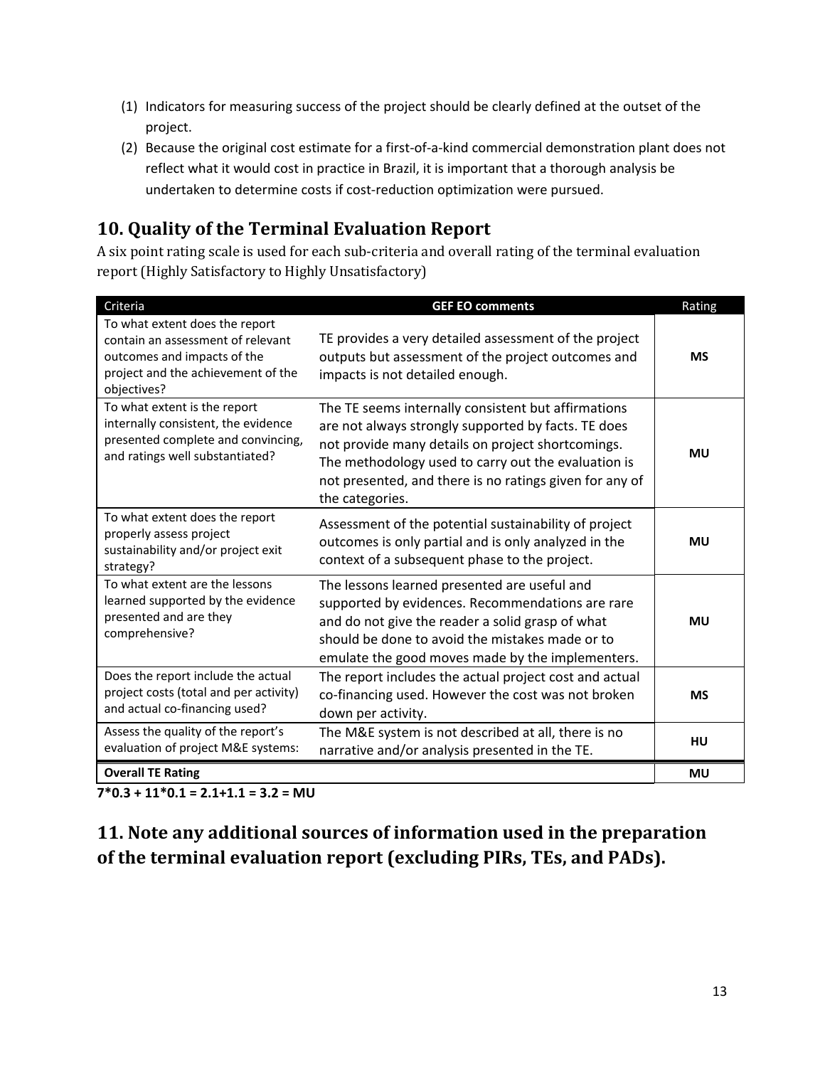(1) Indicators for measuring success of the project should be clearly defined at the outset of the project.

(2) Because the original cost estimate for a first-of-a-kind commercial demonstration plant does not reflect what it would cost in practice in Brazil, it is important that a thorough analysis be undertaken to determine costs if cost-reduction optimization were pursued.

## 10. Quality of the Terminal Evaluation Report

A six point rating scale is used for each sub-criteria and overall rating of the terminal evaluation report (Highly Satisfactory to Highly Unsatisfactory)

| Criteria | GEF EO comments | Rating |
|---|---|---|
| To what extent does the report contain an assessment of relevant outcomes and impacts of the project and the achievement of the objectives? | TE provides a very detailed assessment of the project outputs but assessment of the project outcomes and impacts is not detailed enough. | **MS** |
| To what extent is the report internally consistent, the evidence presented complete and convincing, and ratings well substantiated? | The TE seems internally consistent but affirmations are not always strongly supported by facts. TE does not provide many details on project shortcomings. The methodology used to carry out the evaluation is not presented, and there is no ratings given for any of the categories. | **MU** |
| To what extent does the report properly assess project sustainability and/or project exit strategy? | Assessment of the potential sustainability of project outcomes is only partial and is only analyzed in the context of a subsequent phase to the project. | **MU** |
| To what extent are the lessons learned supported by the evidence presented and are they comprehensive? | The lessons learned presented are useful and supported by evidences. Recommendations are rare and do not give the reader a solid grasp of what should be done to avoid the mistakes made or to emulate the good moves made by the implementers. | **MU** |
| Does the report include the actual project costs (total and per activity) and actual co-financing used? | The report includes the actual project cost and actual co-financing used. However the cost was not broken down per activity. | **MS** |
| Assess the quality of the report's evaluation of project M&E systems: | The M&E system is not described at all, there is no narrative and/or analysis presented in the TE. | **HU** |
| **Overall TE Rating** | | **MU** |

**7*0.3 + 11*0.1 = 2.1+1.1 = 3.2 = MU**

## 11. Note any additional sources of information used in the preparation of the terminal evaluation report (excluding PIRs, TEs, and PADs).